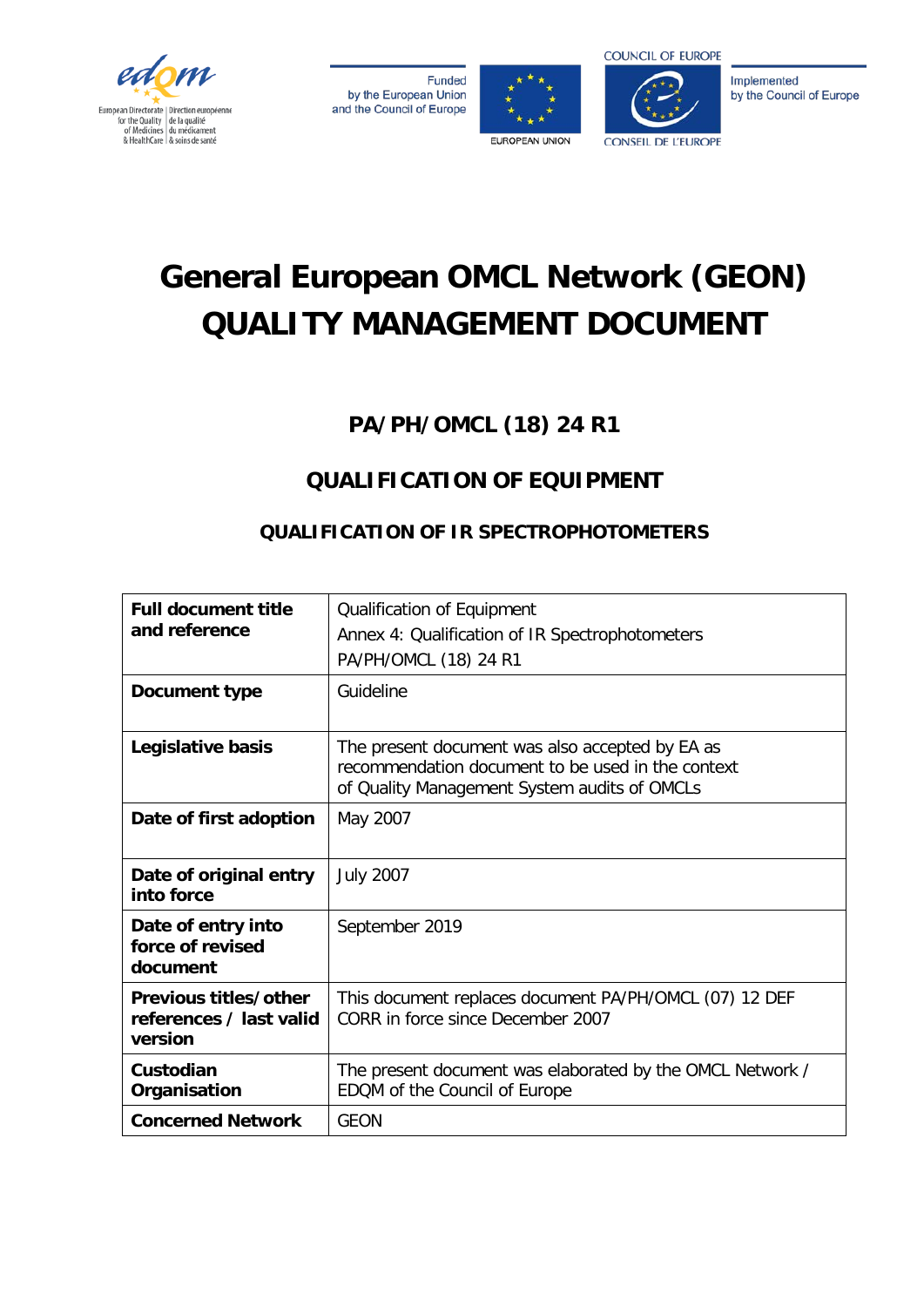# General European OMCL Network (GEON) QUALITY MANAGEMENT DOCUMENT

## PA/PH/OMCL (18) 24 R1

## QUALIFICATION OF EQUIPMENT

### QUALIFICATION OF IR SPECTROPHOTOMETERS

| | |
|---|---|
| **Full document title and reference** | Qualification of Equipment<br>Annex 4: Qualification of IR Spectrophotometers<br>PA/PH/OMCL (18) 24 R1 |
| **Document type** | Guideline |
| **Legislative basis** | The present document was also accepted by EA as recommendation document to be used in the context of Quality Management System audits of OMCLs |
| **Date of first adoption** | May 2007 |
| **Date of original entry into force** | July 2007 |
| **Date of entry into force of revised document** | September 2019 |
| **Previous titles/other references / last valid version** | This document replaces document PA/PH/OMCL (07) 12 DEF CORR in force since December 2007 |
| **Custodian Organisation** | The present document was elaborated by the OMCL Network / EDQM of the Council of Europe |
| **Concerned Network** | GEON |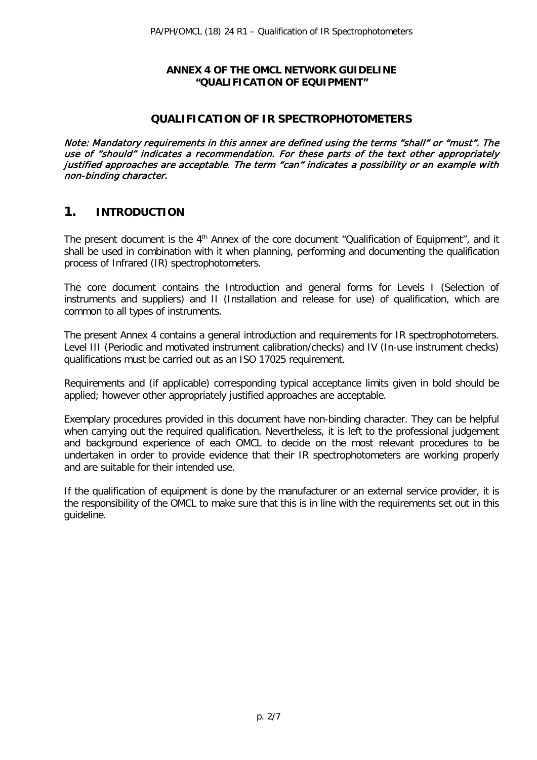**ANNEX 4 OF THE OMCL NETWORK GUIDELINE**
**"QUALIFICATION OF EQUIPMENT"**

# QUALIFICATION OF IR SPECTROPHOTOMETERS

*Note: Mandatory requirements in this annex are defined using the terms "shall" or "must". The use of "should" indicates a recommendation. For these parts of the text other appropriately justified approaches are acceptable. The term "can" indicates a possibility or an example with non-binding character.*

## 1. INTRODUCTION

The present document is the 4th Annex of the core document "Qualification of Equipment", and it shall be used in combination with it when planning, performing and documenting the qualification process of Infrared (IR) spectrophotometers.

The core document contains the Introduction and general forms for Levels I (Selection of instruments and suppliers) and II (Installation and release for use) of qualification, which are common to all types of instruments.

The present Annex 4 contains a general introduction and requirements for IR spectrophotometers. Level III (Periodic and motivated instrument calibration/checks) and IV (In-use instrument checks) qualifications must be carried out as an ISO 17025 requirement.

Requirements and (if applicable) corresponding typical acceptance limits given in bold should be applied; however other appropriately justified approaches are acceptable.

Exemplary procedures provided in this document have non-binding character. They can be helpful when carrying out the required qualification. Nevertheless, it is left to the professional judgement and background experience of each OMCL to decide on the most relevant procedures to be undertaken in order to provide evidence that their IR spectrophotometers are working properly and are suitable for their intended use.

If the qualification of equipment is done by the manufacturer or an external service provider, it is the responsibility of the OMCL to make sure that this is in line with the requirements set out in this guideline.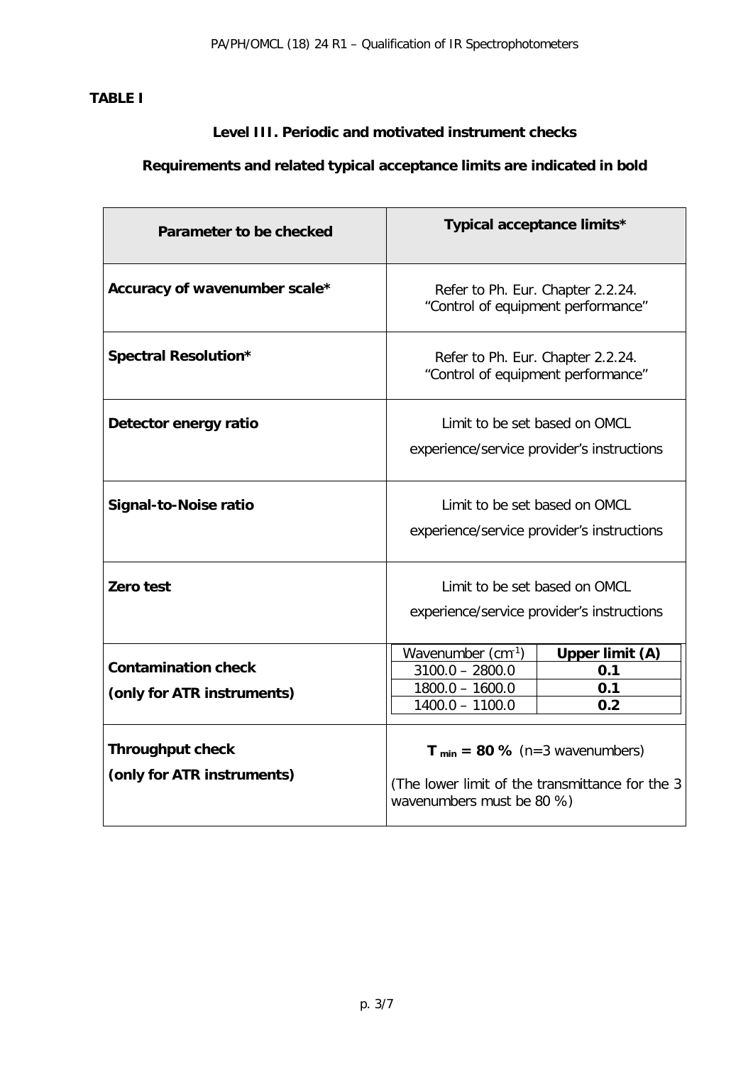**TABLE I**

**Level III. Periodic and motivated instrument checks**

**Requirements and related typical acceptance limits are indicated in bold**

| Parameter to be checked | Typical acceptance limits* |
|---|---|
| **Accuracy of wavenumber scale*** | Refer to Ph. Eur. Chapter 2.2.24. "Control of equipment performance" |
| **Spectral Resolution*** | Refer to Ph. Eur. Chapter 2.2.24. "Control of equipment performance" |
| **Detector energy ratio** | Limit to be set based on OMCL experience/service provider's instructions |
| **Signal-to-Noise ratio** | Limit to be set based on OMCL experience/service provider's instructions |
| **Zero test** | Limit to be set based on OMCL experience/service provider's instructions |
| **Contamination check (only for ATR instruments)** | Wavenumber ($cm^{-1}$) / **Upper limit (A)**: 3100.0 – 2800.0 / **0.1**; 1800.0 – 1600.0 / **0.1**; 1400.0 – 1100.0 / **0.2** |
| **Throughput check (only for ATR instruments)** | **$T_{min}$ = 80 %** (n=3 wavenumbers) (The lower limit of the transmittance for the 3 wavenumbers must be 80 %) |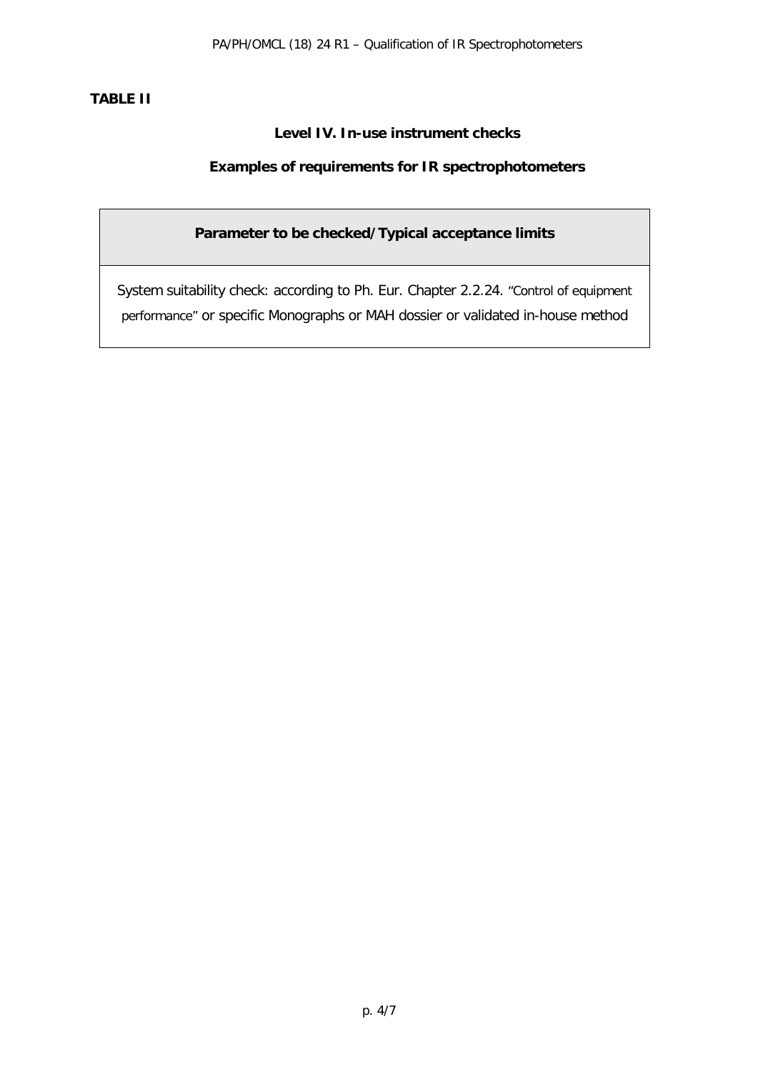**TABLE II**

**Level IV. In-use instrument checks**

**Examples of requirements for IR spectrophotometers**

| Parameter to be checked/Typical acceptance limits |
|---|
| System suitability check: according to Ph. Eur. Chapter 2.2.24. "Control of equipment performance" or specific Monographs or MAH dossier or validated in-house method |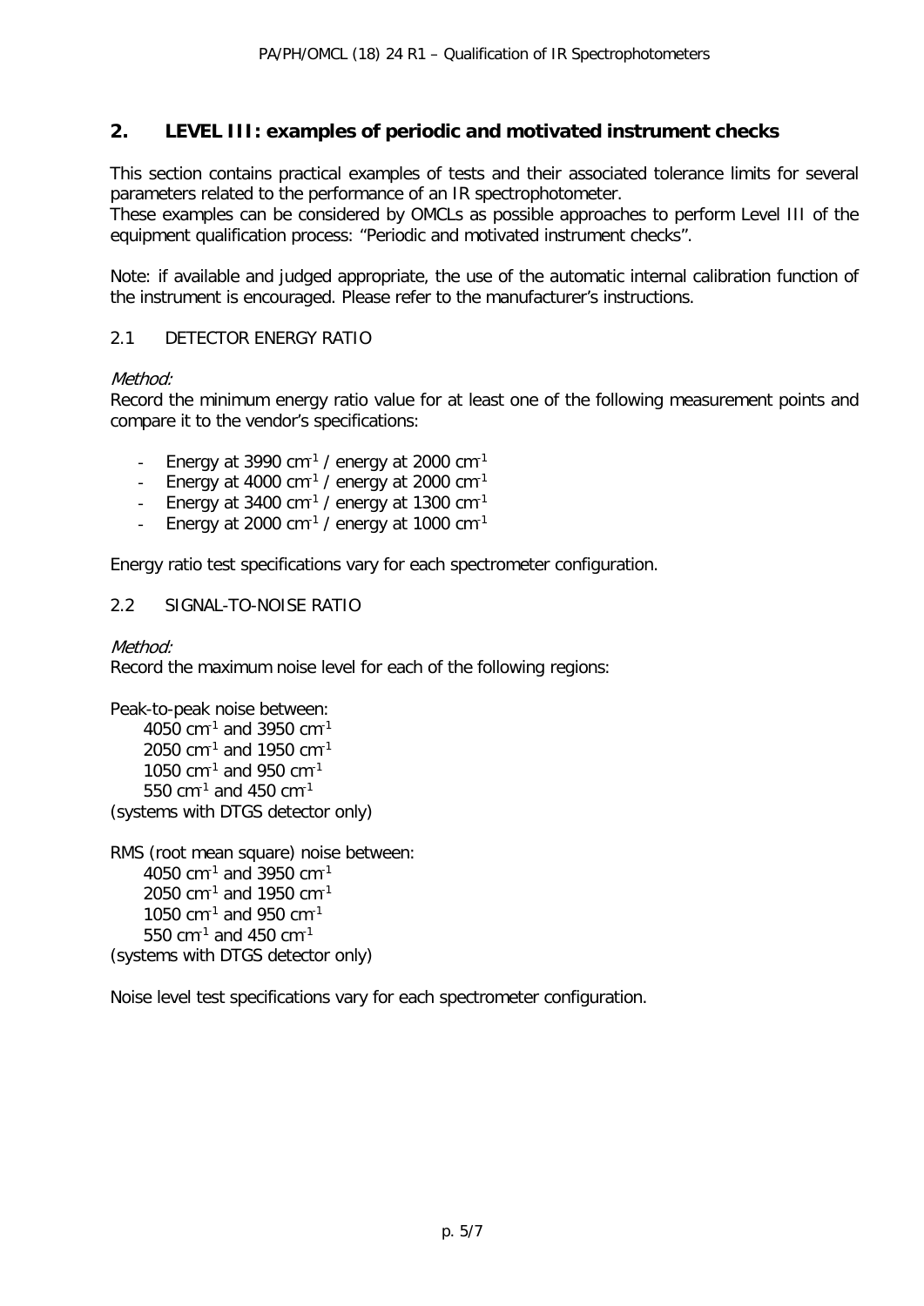## 2. LEVEL III: examples of periodic and motivated instrument checks

This section contains practical examples of tests and their associated tolerance limits for several parameters related to the performance of an IR spectrophotometer.
These examples can be considered by OMCLs as possible approaches to perform Level III of the equipment qualification process: "Periodic and motivated instrument checks".

Note: if available and judged appropriate, the use of the automatic internal calibration function of the instrument is encouraged. Please refer to the manufacturer's instructions.

### 2.1 DETECTOR ENERGY RATIO

*Method:*
Record the minimum energy ratio value for at least one of the following measurement points and compare it to the vendor's specifications:

- Energy at 3990 $cm^{-1}$ / energy at 2000 $cm^{-1}$
- Energy at 4000 $cm^{-1}$ / energy at 2000 $cm^{-1}$
- Energy at 3400 $cm^{-1}$ / energy at 1300 $cm^{-1}$
- Energy at 2000 $cm^{-1}$ / energy at 1000 $cm^{-1}$

Energy ratio test specifications vary for each spectrometer configuration.

### 2.2 SIGNAL-TO-NOISE RATIO

*Method:*
Record the maximum noise level for each of the following regions:

Peak-to-peak noise between:
4050 $cm^{-1}$ and 3950 $cm^{-1}$
2050 $cm^{-1}$ and 1950 $cm^{-1}$
1050 $cm^{-1}$ and 950 $cm^{-1}$
550 $cm^{-1}$ and 450 $cm^{-1}$
(systems with DTGS detector only)

RMS (root mean square) noise between:
4050 $cm^{-1}$ and 3950 $cm^{-1}$
2050 $cm^{-1}$ and 1950 $cm^{-1}$
1050 $cm^{-1}$ and 950 $cm^{-1}$
550 $cm^{-1}$ and 450 $cm^{-1}$
(systems with DTGS detector only)

Noise level test specifications vary for each spectrometer configuration.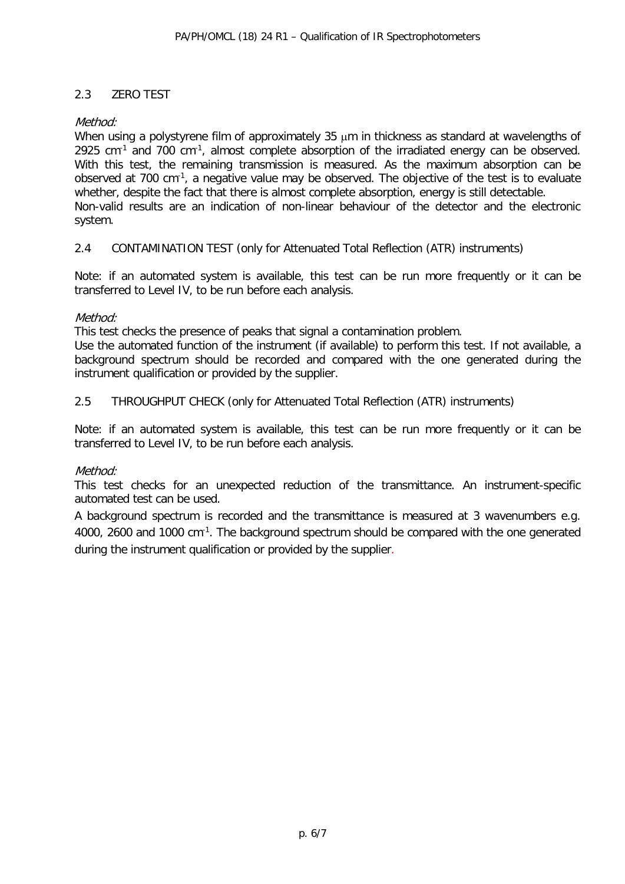## 2.3 ZERO TEST

*Method:*

When using a polystyrene film of approximately 35 μm in thickness as standard at wavelengths of 2925 $cm^{-1}$ and 700 $cm^{-1}$, almost complete absorption of the irradiated energy can be observed. With this test, the remaining transmission is measured. As the maximum absorption can be observed at 700 $cm^{-1}$, a negative value may be observed. The objective of the test is to evaluate whether, despite the fact that there is almost complete absorption, energy is still detectable.
Non-valid results are an indication of non-linear behaviour of the detector and the electronic system.

## 2.4 CONTAMINATION TEST (only for Attenuated Total Reflection (ATR) instruments)

Note: if an automated system is available, this test can be run more frequently or it can be transferred to Level IV, to be run before each analysis.

*Method:*

This test checks the presence of peaks that signal a contamination problem.
Use the automated function of the instrument (if available) to perform this test. If not available, a background spectrum should be recorded and compared with the one generated during the instrument qualification or provided by the supplier.

## 2.5 THROUGHPUT CHECK (only for Attenuated Total Reflection (ATR) instruments)

Note: if an automated system is available, this test can be run more frequently or it can be transferred to Level IV, to be run before each analysis.

*Method:*

This test checks for an unexpected reduction of the transmittance. An instrument-specific automated test can be used.

A background spectrum is recorded and the transmittance is measured at 3 wavenumbers e.g. 4000, 2600 and 1000 $cm^{-1}$. The background spectrum should be compared with the one generated during the instrument qualification or provided by the supplier.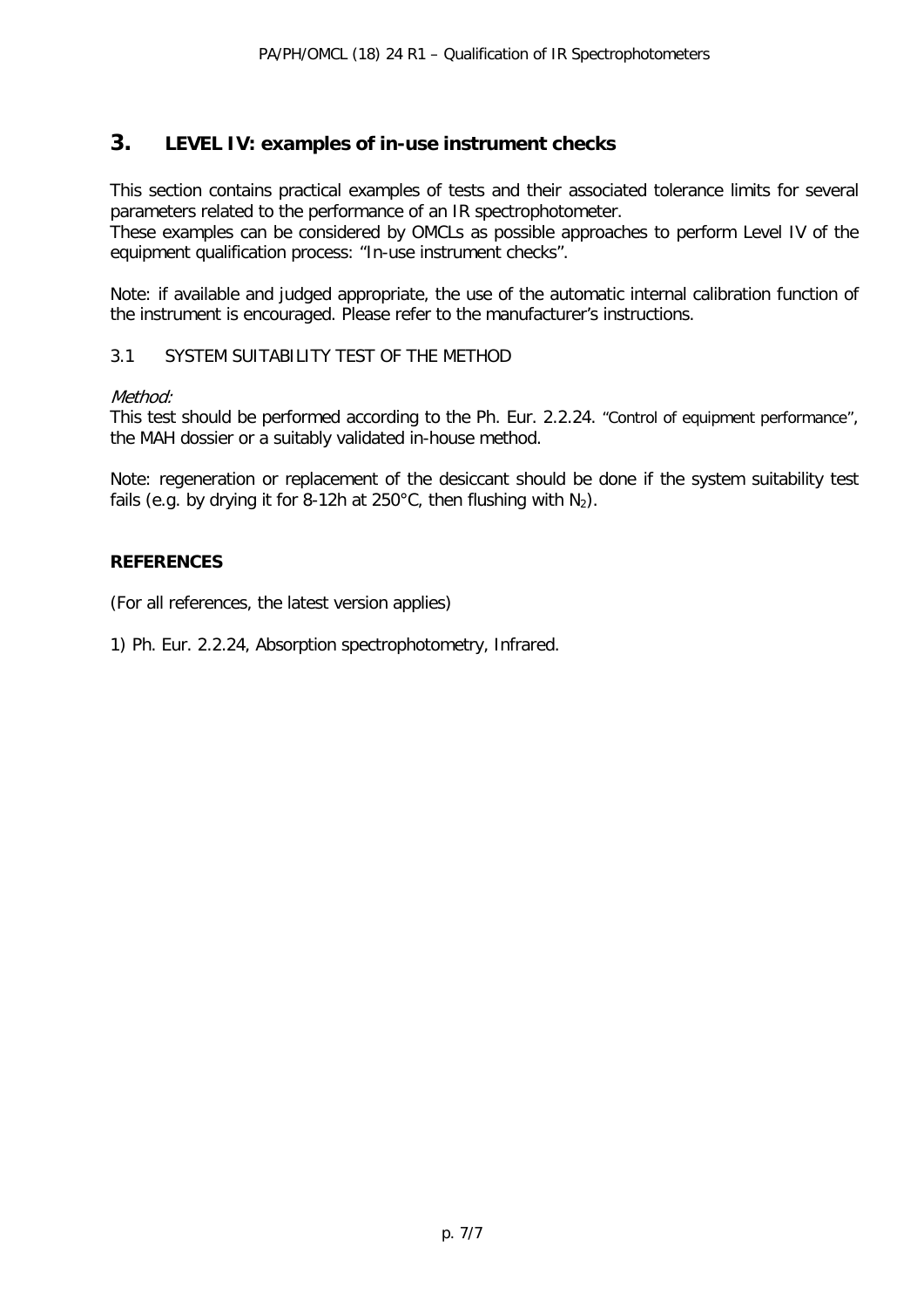## 3. LEVEL IV: examples of in-use instrument checks

This section contains practical examples of tests and their associated tolerance limits for several parameters related to the performance of an IR spectrophotometer.
These examples can be considered by OMCLs as possible approaches to perform Level IV of the equipment qualification process: "In-use instrument checks".

Note: if available and judged appropriate, the use of the automatic internal calibration function of the instrument is encouraged. Please refer to the manufacturer's instructions.

### 3.1 SYSTEM SUITABILITY TEST OF THE METHOD

*Method:*
This test should be performed according to the Ph. Eur. 2.2.24. "Control of equipment performance", the MAH dossier or a suitably validated in-house method.

Note: regeneration or replacement of the desiccant should be done if the system suitability test fails (e.g. by drying it for 8-12h at 250°C, then flushing with $N_2$).

**REFERENCES**

(For all references, the latest version applies)

1) Ph. Eur. 2.2.24, Absorption spectrophotometry, Infrared.